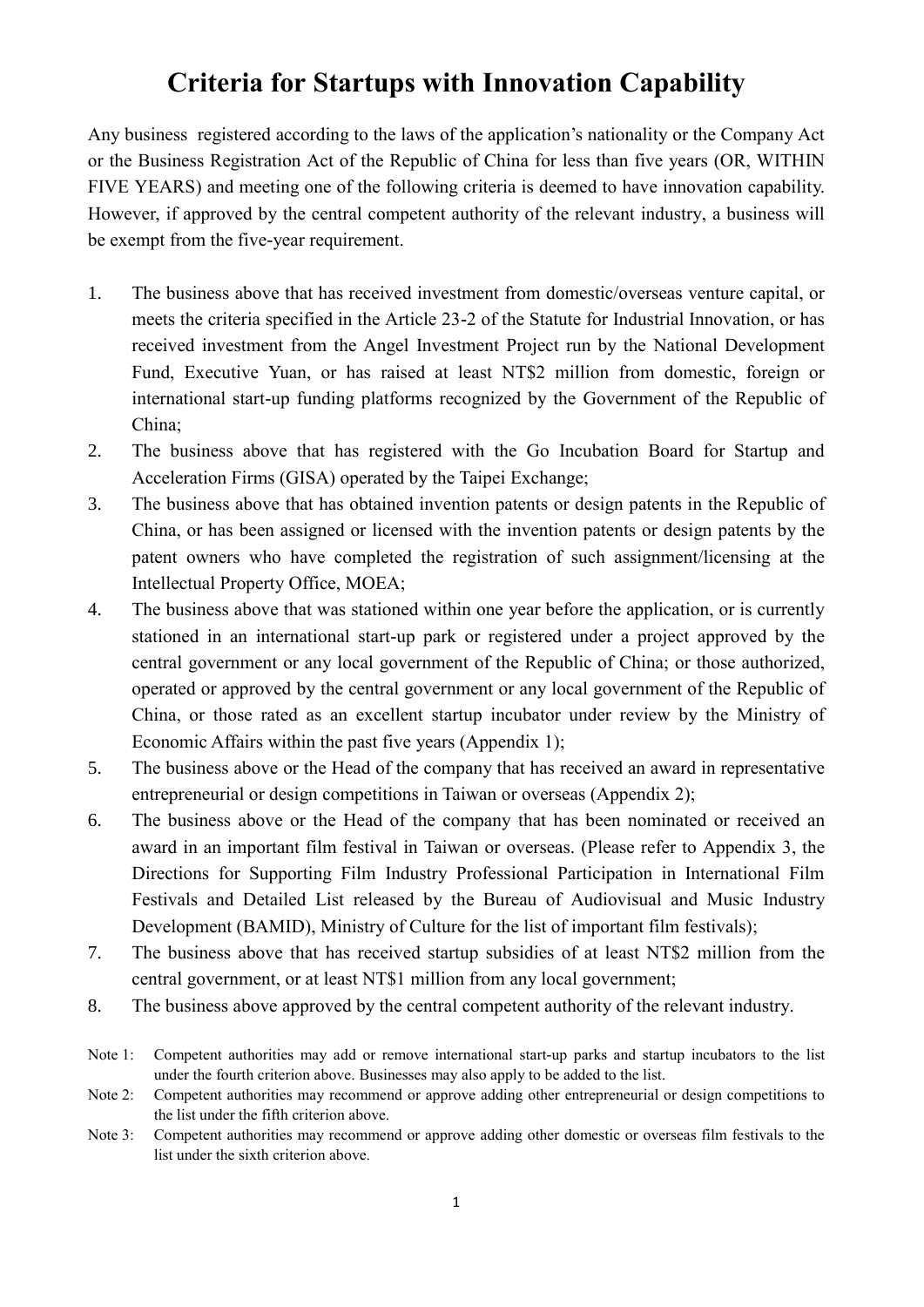# Criteria for Startups with Innovation Capability

Any business registered according to the laws of the application's nationality or the Company Act or the Business Registration Act of the Republic of China for less than five years (OR, WITHIN FIVE YEARS) and meeting one of the following criteria is deemed to have innovation capability. However, if approved by the central competent authority of the relevant industry, a business will be exempt from the five-year requirement.

1. The business above that has received investment from domestic/overseas venture capital, or meets the criteria specified in the Article 23-2 of the Statute for Industrial Innovation, or has received investment from the Angel Investment Project run by the National Development Fund, Executive Yuan, or has raised at least NT$2 million from domestic, foreign or international start-up funding platforms recognized by the Government of the Republic of China;
2. The business above that has registered with the Go Incubation Board for Startup and Acceleration Firms (GISA) operated by the Taipei Exchange;
3. The business above that has obtained invention patents or design patents in the Republic of China, or has been assigned or licensed with the invention patents or design patents by the patent owners who have completed the registration of such assignment/licensing at the Intellectual Property Office, MOEA;
4. The business above that was stationed within one year before the application, or is currently stationed in an international start-up park or registered under a project approved by the central government or any local government of the Republic of China; or those authorized, operated or approved by the central government or any local government of the Republic of China, or those rated as an excellent startup incubator under review by the Ministry of Economic Affairs within the past five years (Appendix 1);
5. The business above or the Head of the company that has received an award in representative entrepreneurial or design competitions in Taiwan or overseas (Appendix 2);
6. The business above or the Head of the company that has been nominated or received an award in an important film festival in Taiwan or overseas. (Please refer to Appendix 3, the Directions for Supporting Film Industry Professional Participation in International Film Festivals and Detailed List released by the Bureau of Audiovisual and Music Industry Development (BAMID), Ministry of Culture for the list of important film festivals);
7. The business above that has received startup subsidies of at least NT$2 million from the central government, or at least NT$1 million from any local government;
8. The business above approved by the central competent authority of the relevant industry.

Note 1: Competent authorities may add or remove international start-up parks and startup incubators to the list under the fourth criterion above. Businesses may also apply to be added to the list.

Note 2: Competent authorities may recommend or approve adding other entrepreneurial or design competitions to the list under the fifth criterion above.

Note 3: Competent authorities may recommend or approve adding other domestic or overseas film festivals to the list under the sixth criterion above.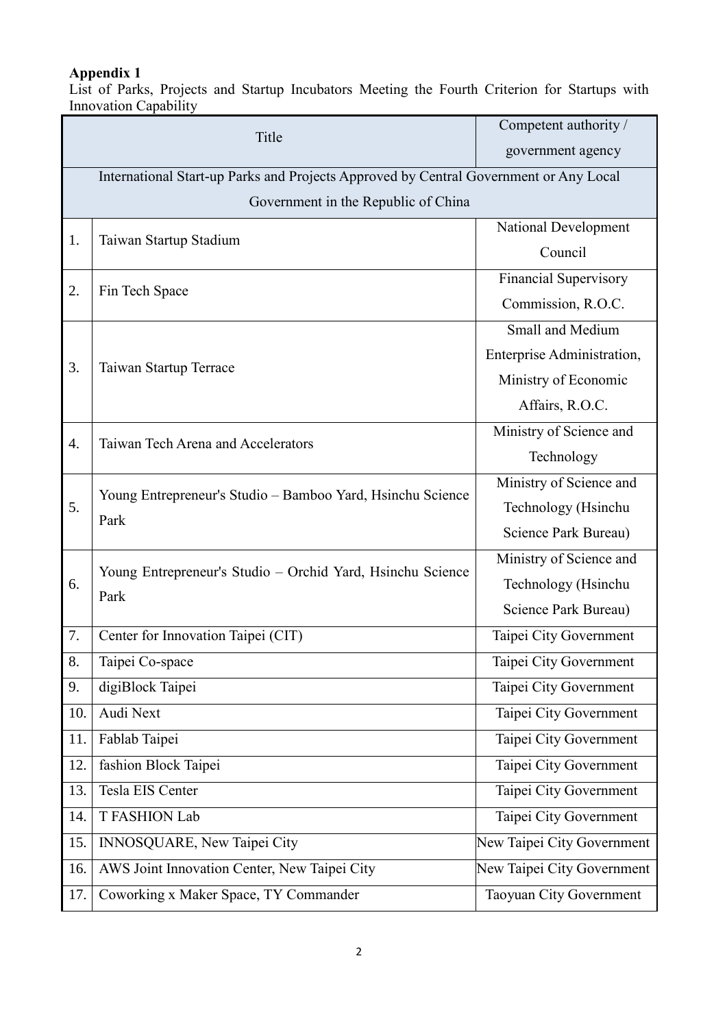**Appendix 1**

List of Parks, Projects and Startup Incubators Meeting the Fourth Criterion for Startups with Innovation Capability

| | Title | Competent authority / government agency |
|---|---|---|
| International Start-up Parks and Projects Approved by Central Government or Any Local Government in the Republic of China | | |
| 1. | Taiwan Startup Stadium | National Development Council |
| 2. | Fin Tech Space | Financial Supervisory Commission, R.O.C. |
| 3. | Taiwan Startup Terrace | Small and Medium Enterprise Administration, Ministry of Economic Affairs, R.O.C. |
| 4. | Taiwan Tech Arena and Accelerators | Ministry of Science and Technology |
| 5. | Young Entrepreneur's Studio – Bamboo Yard, Hsinchu Science Park | Ministry of Science and Technology (Hsinchu Science Park Bureau) |
| 6. | Young Entrepreneur's Studio – Orchid Yard, Hsinchu Science Park | Ministry of Science and Technology (Hsinchu Science Park Bureau) |
| 7. | Center for Innovation Taipei (CIT) | Taipei City Government |
| 8. | Taipei Co-space | Taipei City Government |
| 9. | digiBlock Taipei | Taipei City Government |
| 10. | Audi Next | Taipei City Government |
| 11. | Fablab Taipei | Taipei City Government |
| 12. | fashion Block Taipei | Taipei City Government |
| 13. | Tesla EIS Center | Taipei City Government |
| 14. | T FASHION Lab | Taipei City Government |
| 15. | INNOSQUARE, New Taipei City | New Taipei City Government |
| 16. | AWS Joint Innovation Center, New Taipei City | New Taipei City Government |
| 17. | Coworking x Maker Space, TY Commander | Taoyuan City Government |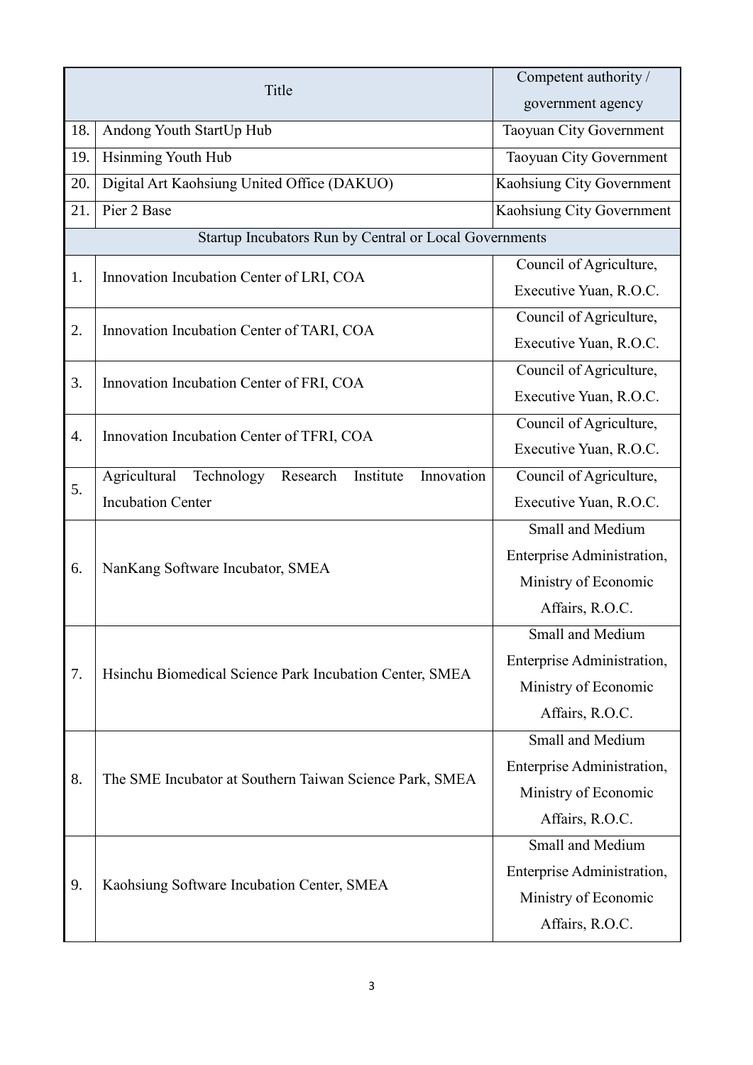| | Title | Competent authority / government agency |
|---|---|---|
| 18. | Andong Youth StartUp Hub | Taoyuan City Government |
| 19. | Hsinming Youth Hub | Taoyuan City Government |
| 20. | Digital Art Kaohsiung United Office (DAKUO) | Kaohsiung City Government |
| 21. | Pier 2 Base | Kaohsiung City Government |
| Startup Incubators Run by Central or Local Governments | | |
| 1. | Innovation Incubation Center of LRI, COA | Council of Agriculture, Executive Yuan, R.O.C. |
| 2. | Innovation Incubation Center of TARI, COA | Council of Agriculture, Executive Yuan, R.O.C. |
| 3. | Innovation Incubation Center of FRI, COA | Council of Agriculture, Executive Yuan, R.O.C. |
| 4. | Innovation Incubation Center of TFRI, COA | Council of Agriculture, Executive Yuan, R.O.C. |
| 5. | Agricultural Technology Research Institute Innovation Incubation Center | Council of Agriculture, Executive Yuan, R.O.C. |
| 6. | NanKang Software Incubator, SMEA | Small and Medium Enterprise Administration, Ministry of Economic Affairs, R.O.C. |
| 7. | Hsinchu Biomedical Science Park Incubation Center, SMEA | Small and Medium Enterprise Administration, Ministry of Economic Affairs, R.O.C. |
| 8. | The SME Incubator at Southern Taiwan Science Park, SMEA | Small and Medium Enterprise Administration, Ministry of Economic Affairs, R.O.C. |
| 9. | Kaohsiung Software Incubation Center, SMEA | Small and Medium Enterprise Administration, Ministry of Economic Affairs, R.O.C. |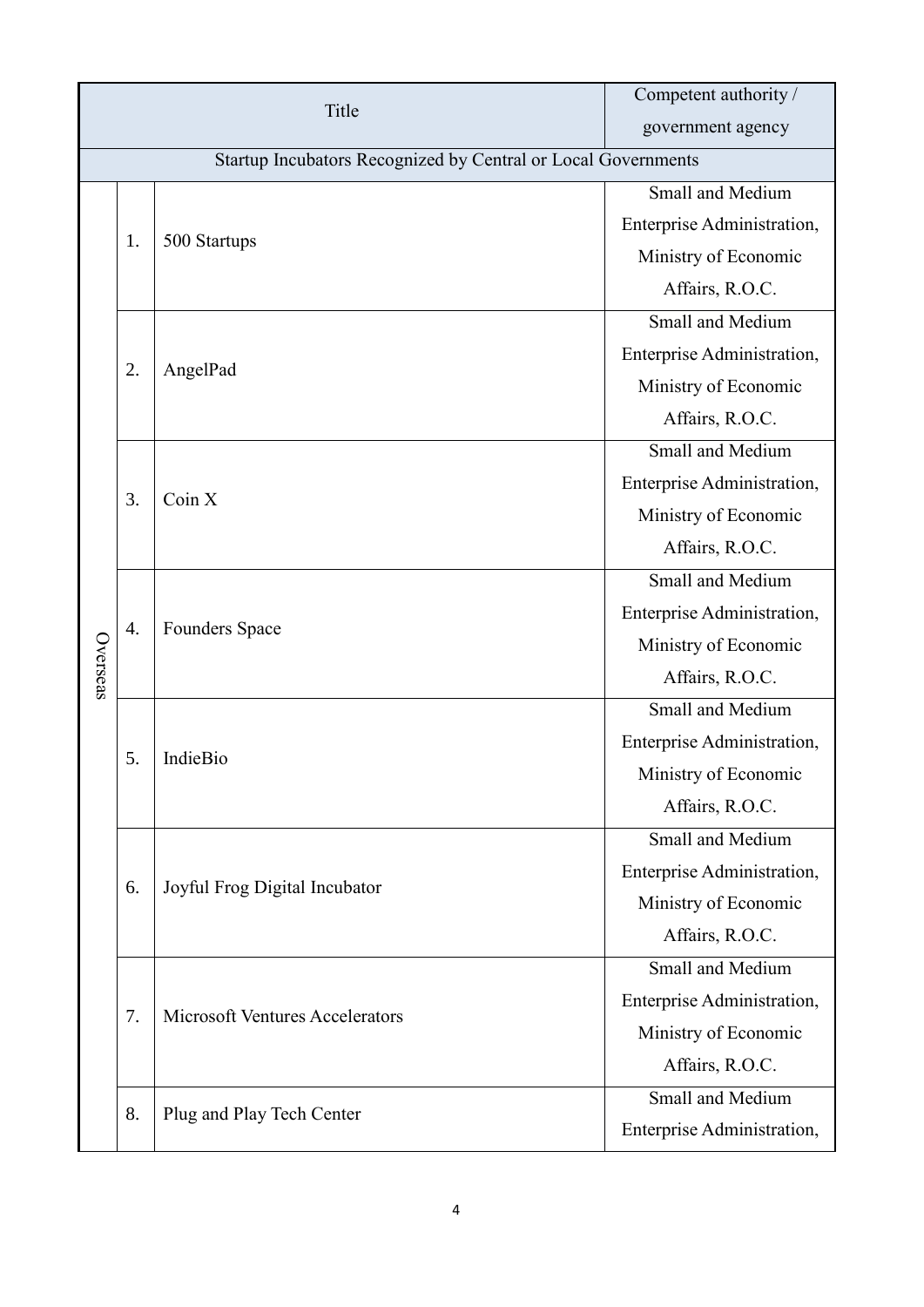| Title | | | Competent authority / government agency |
|---|---|---|---|
| Startup Incubators Recognized by Central or Local Governments | | | |
| Overseas | 1. | 500 Startups | Small and Medium Enterprise Administration, Ministry of Economic Affairs, R.O.C. |
| | 2. | AngelPad | Small and Medium Enterprise Administration, Ministry of Economic Affairs, R.O.C. |
| | 3. | Coin X | Small and Medium Enterprise Administration, Ministry of Economic Affairs, R.O.C. |
| | 4. | Founders Space | Small and Medium Enterprise Administration, Ministry of Economic Affairs, R.O.C. |
| | 5. | IndieBio | Small and Medium Enterprise Administration, Ministry of Economic Affairs, R.O.C. |
| | 6. | Joyful Frog Digital Incubator | Small and Medium Enterprise Administration, Ministry of Economic Affairs, R.O.C. |
| | 7. | Microsoft Ventures Accelerators | Small and Medium Enterprise Administration, Ministry of Economic Affairs, R.O.C. |
| | 8. | Plug and Play Tech Center | Small and Medium Enterprise Administration, |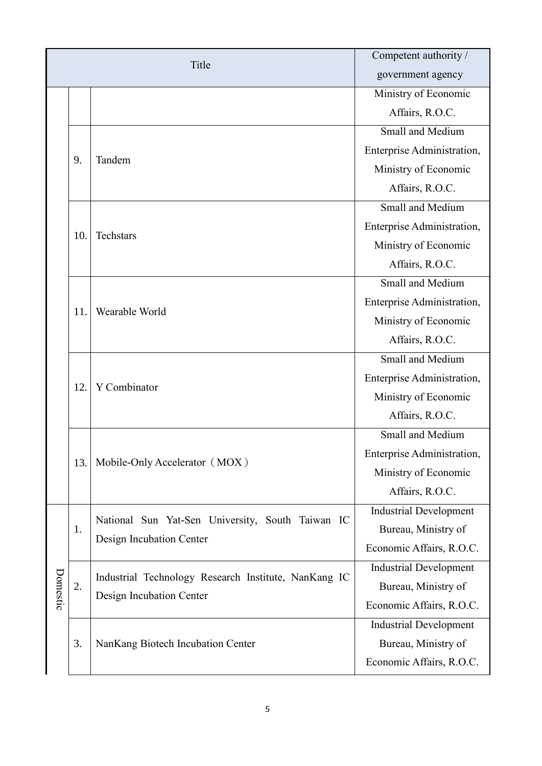| Title | | | Competent authority / government agency |
|---|---|---|---|
| | | | Ministry of Economic Affairs, R.O.C. |
| | 9. | Tandem | Small and Medium Enterprise Administration, Ministry of Economic Affairs, R.O.C. |
| | 10. | Techstars | Small and Medium Enterprise Administration, Ministry of Economic Affairs, R.O.C. |
| | 11. | Wearable World | Small and Medium Enterprise Administration, Ministry of Economic Affairs, R.O.C. |
| | 12. | Y Combinator | Small and Medium Enterprise Administration, Ministry of Economic Affairs, R.O.C. |
| | 13. | Mobile-Only Accelerator（MOX） | Small and Medium Enterprise Administration, Ministry of Economic Affairs, R.O.C. |
| Domestic | 1. | National Sun Yat-Sen University, South Taiwan IC Design Incubation Center | Industrial Development Bureau, Ministry of Economic Affairs, R.O.C. |
| | 2. | Industrial Technology Research Institute, NanKang IC Design Incubation Center | Industrial Development Bureau, Ministry of Economic Affairs, R.O.C. |
| | 3. | NanKang Biotech Incubation Center | Industrial Development Bureau, Ministry of Economic Affairs, R.O.C. |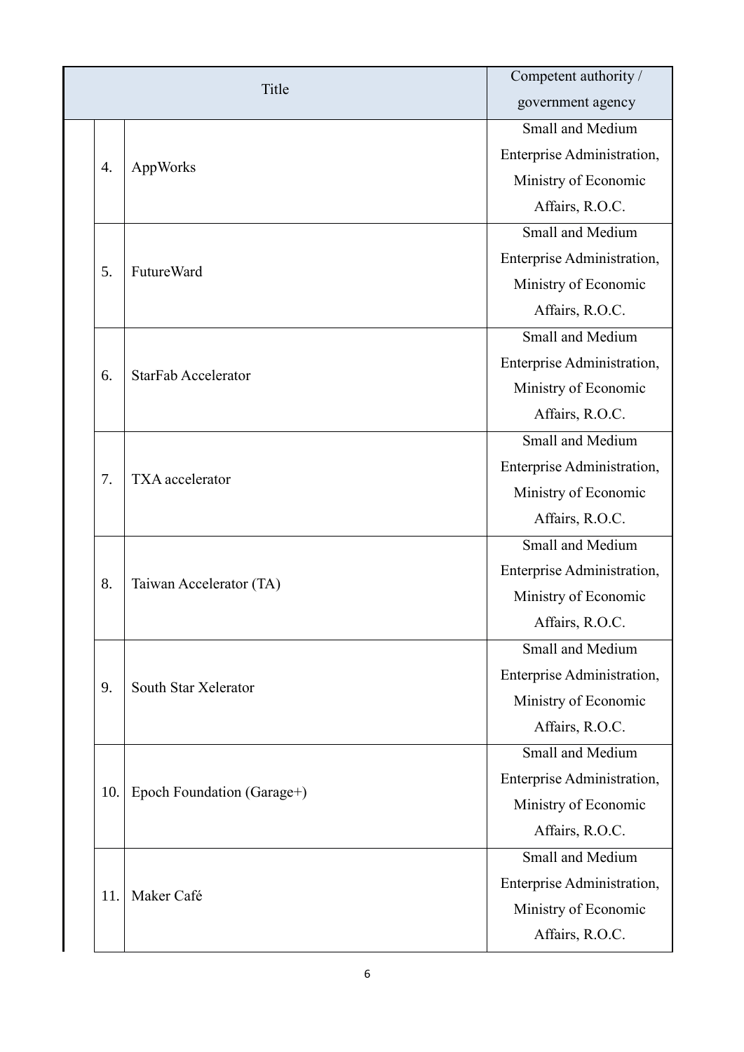| Title | | Competent authority / government agency |
|---|---|---|
| 4. | AppWorks | Small and Medium Enterprise Administration, Ministry of Economic Affairs, R.O.C. |
| 5. | FutureWard | Small and Medium Enterprise Administration, Ministry of Economic Affairs, R.O.C. |
| 6. | StarFab Accelerator | Small and Medium Enterprise Administration, Ministry of Economic Affairs, R.O.C. |
| 7. | TXA accelerator | Small and Medium Enterprise Administration, Ministry of Economic Affairs, R.O.C. |
| 8. | Taiwan Accelerator (TA) | Small and Medium Enterprise Administration, Ministry of Economic Affairs, R.O.C. |
| 9. | South Star Xelerator | Small and Medium Enterprise Administration, Ministry of Economic Affairs, R.O.C. |
| 10. | Epoch Foundation (Garage+) | Small and Medium Enterprise Administration, Ministry of Economic Affairs, R.O.C. |
| 11. | Maker Café | Small and Medium Enterprise Administration, Ministry of Economic Affairs, R.O.C. |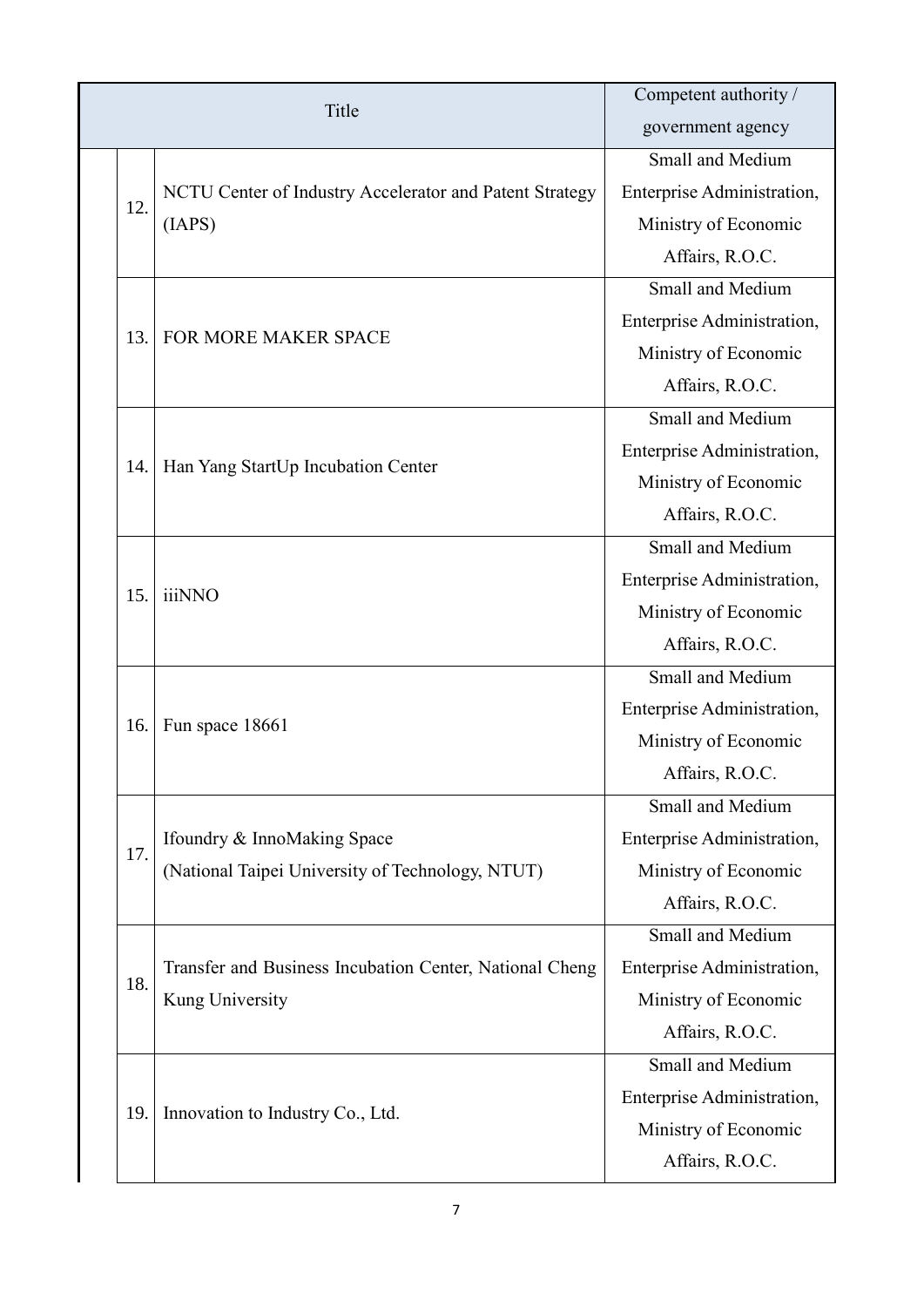| | Title | Competent authority / government agency |
|---|---|---|
| 12. | NCTU Center of Industry Accelerator and Patent Strategy (IAPS) | Small and Medium Enterprise Administration, Ministry of Economic Affairs, R.O.C. |
| 13. | FOR MORE MAKER SPACE | Small and Medium Enterprise Administration, Ministry of Economic Affairs, R.O.C. |
| 14. | Han Yang StartUp Incubation Center | Small and Medium Enterprise Administration, Ministry of Economic Affairs, R.O.C. |
| 15. | iiiNNO | Small and Medium Enterprise Administration, Ministry of Economic Affairs, R.O.C. |
| 16. | Fun space 18661 | Small and Medium Enterprise Administration, Ministry of Economic Affairs, R.O.C. |
| 17. | Ifoundry & InnoMaking Space (National Taipei University of Technology, NTUT) | Small and Medium Enterprise Administration, Ministry of Economic Affairs, R.O.C. |
| 18. | Transfer and Business Incubation Center, National Cheng Kung University | Small and Medium Enterprise Administration, Ministry of Economic Affairs, R.O.C. |
| 19. | Innovation to Industry Co., Ltd. | Small and Medium Enterprise Administration, Ministry of Economic Affairs, R.O.C. |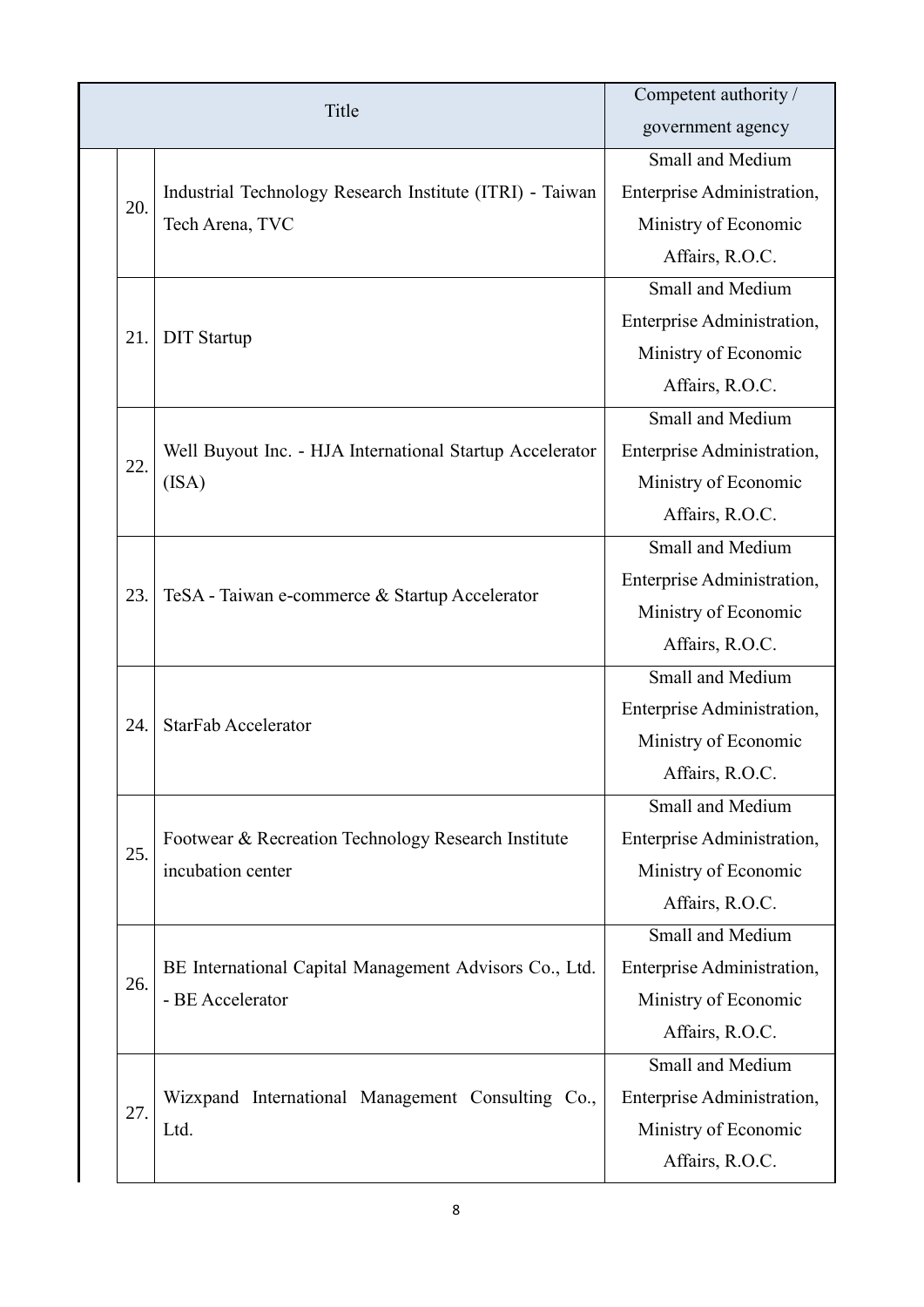| | Title | Competent authority / government agency |
|---|---|---|
| 20. | Industrial Technology Research Institute (ITRI) - Taiwan Tech Arena, TVC | Small and Medium Enterprise Administration, Ministry of Economic Affairs, R.O.C. |
| 21. | DIT Startup | Small and Medium Enterprise Administration, Ministry of Economic Affairs, R.O.C. |
| 22. | Well Buyout Inc. - HJA International Startup Accelerator (ISA) | Small and Medium Enterprise Administration, Ministry of Economic Affairs, R.O.C. |
| 23. | TeSA - Taiwan e-commerce & Startup Accelerator | Small and Medium Enterprise Administration, Ministry of Economic Affairs, R.O.C. |
| 24. | StarFab Accelerator | Small and Medium Enterprise Administration, Ministry of Economic Affairs, R.O.C. |
| 25. | Footwear & Recreation Technology Research Institute incubation center | Small and Medium Enterprise Administration, Ministry of Economic Affairs, R.O.C. |
| 26. | BE International Capital Management Advisors Co., Ltd. - BE Accelerator | Small and Medium Enterprise Administration, Ministry of Economic Affairs, R.O.C. |
| 27. | Wizxpand International Management Consulting Co., Ltd. | Small and Medium Enterprise Administration, Ministry of Economic Affairs, R.O.C. |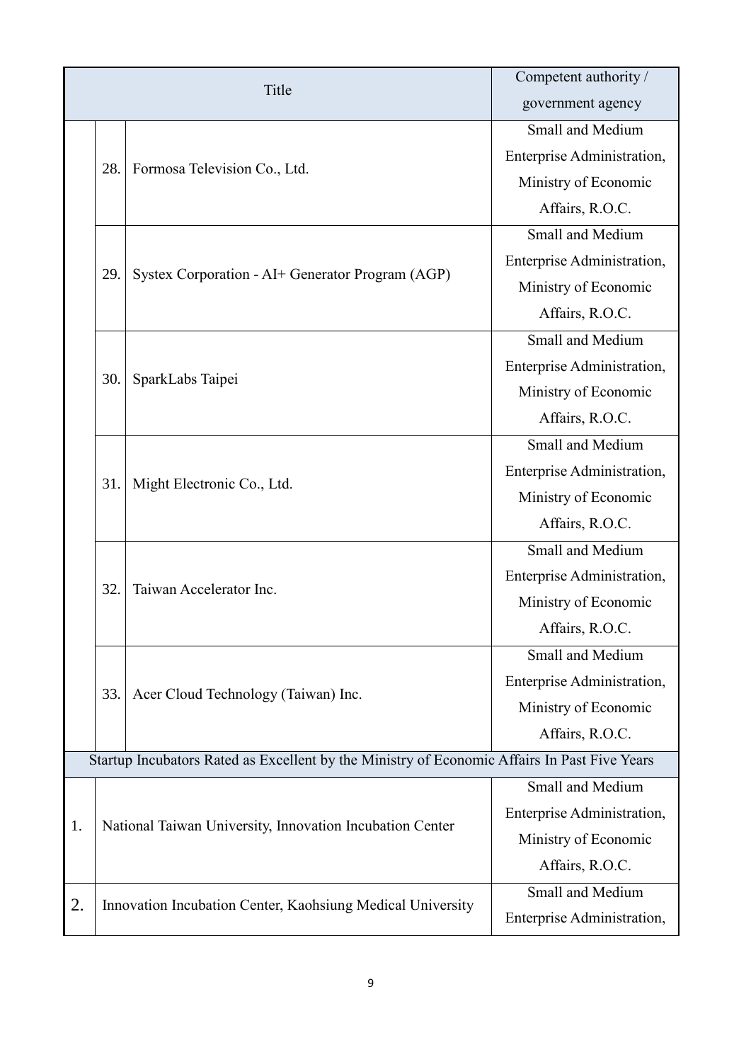| Title | | | Competent authority / government agency |
|---|---|---|---|
| | 28. | Formosa Television Co., Ltd. | Small and Medium Enterprise Administration, Ministry of Economic Affairs, R.O.C. |
| | 29. | Systex Corporation - AI+ Generator Program (AGP) | Small and Medium Enterprise Administration, Ministry of Economic Affairs, R.O.C. |
| | 30. | SparkLabs Taipei | Small and Medium Enterprise Administration, Ministry of Economic Affairs, R.O.C. |
| | 31. | Might Electronic Co., Ltd. | Small and Medium Enterprise Administration, Ministry of Economic Affairs, R.O.C. |
| | 32. | Taiwan Accelerator Inc. | Small and Medium Enterprise Administration, Ministry of Economic Affairs, R.O.C. |
| | 33. | Acer Cloud Technology (Taiwan) Inc. | Small and Medium Enterprise Administration, Ministry of Economic Affairs, R.O.C. |
| Startup Incubators Rated as Excellent by the Ministry of Economic Affairs In Past Five Years | | | |
| 1. | National Taiwan University, Innovation Incubation Center | | Small and Medium Enterprise Administration, Ministry of Economic Affairs, R.O.C. |
| 2. | Innovation Incubation Center, Kaohsiung Medical University | | Small and Medium Enterprise Administration, |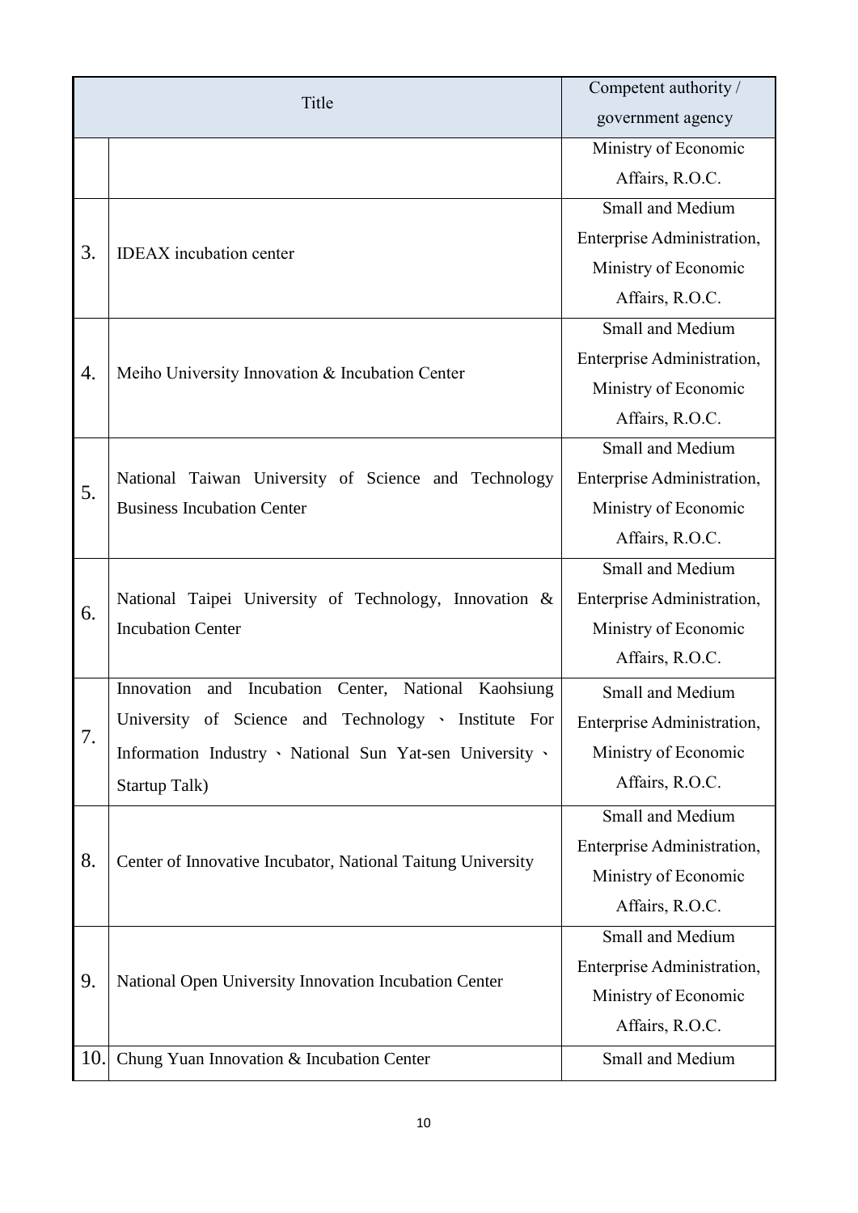| Title | | Competent authority / government agency |
|---|---|---|
| | | Ministry of Economic Affairs, R.O.C. |
| 3. | IDEAX incubation center | Small and Medium Enterprise Administration, Ministry of Economic Affairs, R.O.C. |
| 4. | Meiho University Innovation & Incubation Center | Small and Medium Enterprise Administration, Ministry of Economic Affairs, R.O.C. |
| 5. | National Taiwan University of Science and Technology Business Incubation Center | Small and Medium Enterprise Administration, Ministry of Economic Affairs, R.O.C. |
| 6. | National Taipei University of Technology, Innovation & Incubation Center | Small and Medium Enterprise Administration, Ministry of Economic Affairs, R.O.C. |
| 7. | Innovation and Incubation Center, National Kaohsiung University of Science and Technology、Institute For Information Industry、National Sun Yat-sen University、Startup Talk) | Small and Medium Enterprise Administration, Ministry of Economic Affairs, R.O.C. |
| 8. | Center of Innovative Incubator, National Taitung University | Small and Medium Enterprise Administration, Ministry of Economic Affairs, R.O.C. |
| 9. | National Open University Innovation Incubation Center | Small and Medium Enterprise Administration, Ministry of Economic Affairs, R.O.C. |
| 10. | Chung Yuan Innovation & Incubation Center | Small and Medium |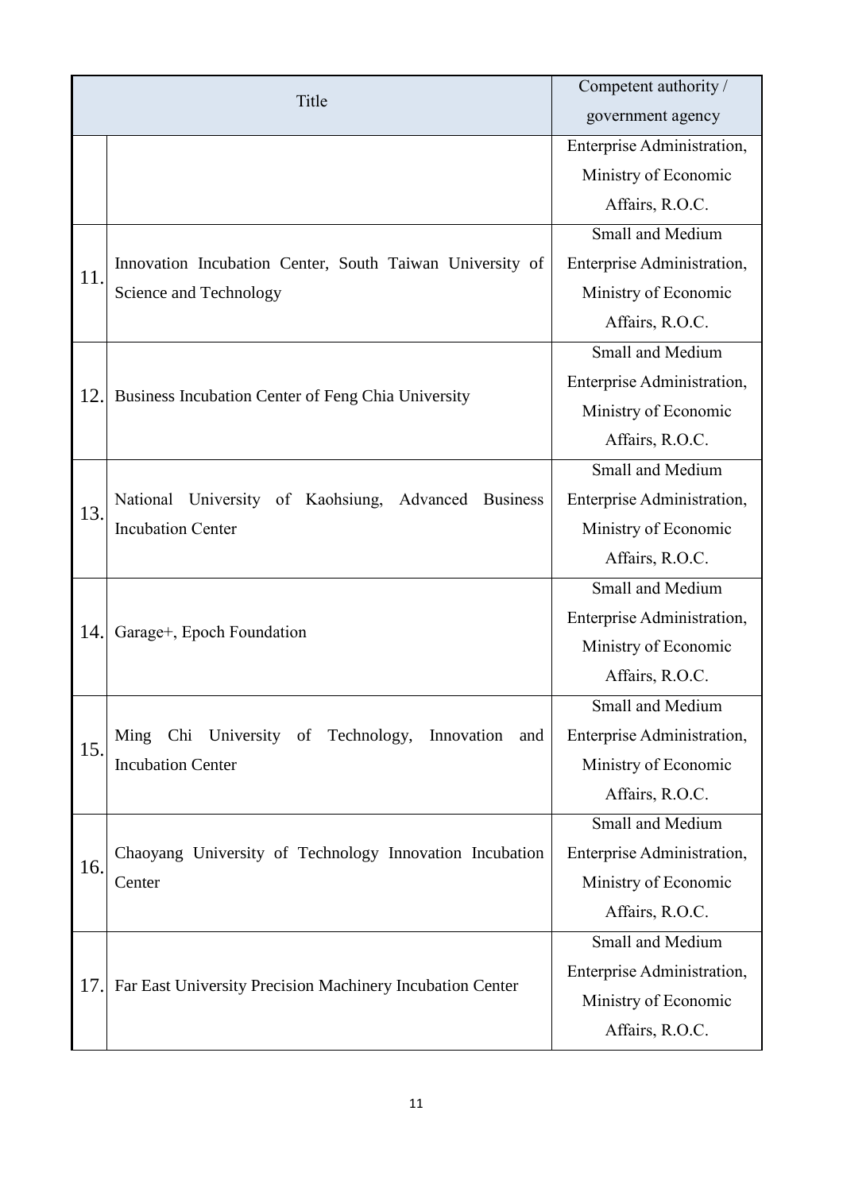| | Title | Competent authority / government agency |
|---|---|---|
| | | Enterprise Administration, Ministry of Economic Affairs, R.O.C. |
| 11. | Innovation Incubation Center, South Taiwan University of Science and Technology | Small and Medium Enterprise Administration, Ministry of Economic Affairs, R.O.C. |
| 12. | Business Incubation Center of Feng Chia University | Small and Medium Enterprise Administration, Ministry of Economic Affairs, R.O.C. |
| 13. | National University of Kaohsiung, Advanced Business Incubation Center | Small and Medium Enterprise Administration, Ministry of Economic Affairs, R.O.C. |
| 14. | Garage+, Epoch Foundation | Small and Medium Enterprise Administration, Ministry of Economic Affairs, R.O.C. |
| 15. | Ming Chi University of Technology, Innovation and Incubation Center | Small and Medium Enterprise Administration, Ministry of Economic Affairs, R.O.C. |
| 16. | Chaoyang University of Technology Innovation Incubation Center | Small and Medium Enterprise Administration, Ministry of Economic Affairs, R.O.C. |
| 17. | Far East University Precision Machinery Incubation Center | Small and Medium Enterprise Administration, Ministry of Economic Affairs, R.O.C. |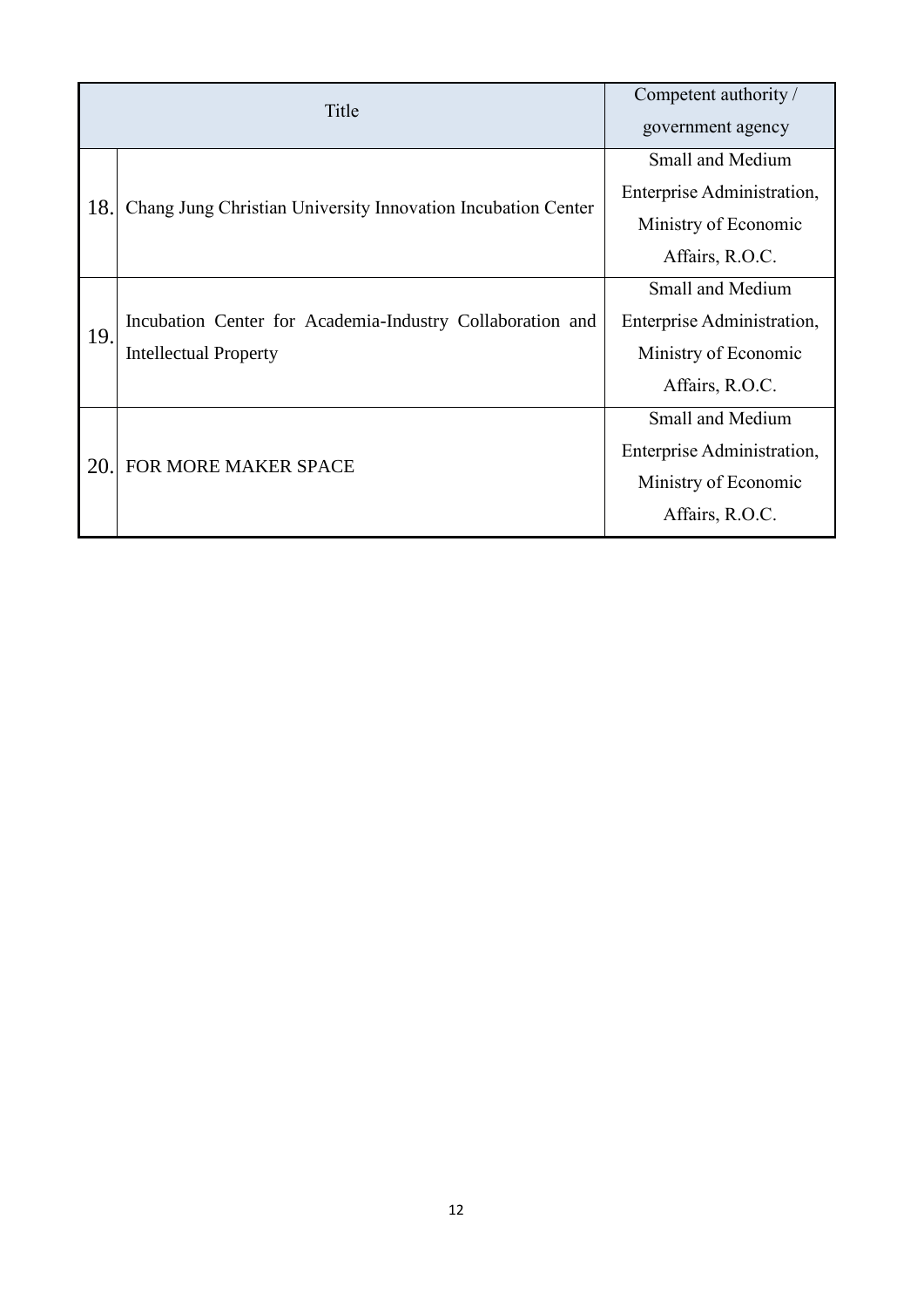| | Title | Competent authority / government agency |
|---|---|---|
| 18. | Chang Jung Christian University Innovation Incubation Center | Small and Medium Enterprise Administration, Ministry of Economic Affairs, R.O.C. |
| 19. | Incubation Center for Academia-Industry Collaboration and Intellectual Property | Small and Medium Enterprise Administration, Ministry of Economic Affairs, R.O.C. |
| 20. | FOR MORE MAKER SPACE | Small and Medium Enterprise Administration, Ministry of Economic Affairs, R.O.C. |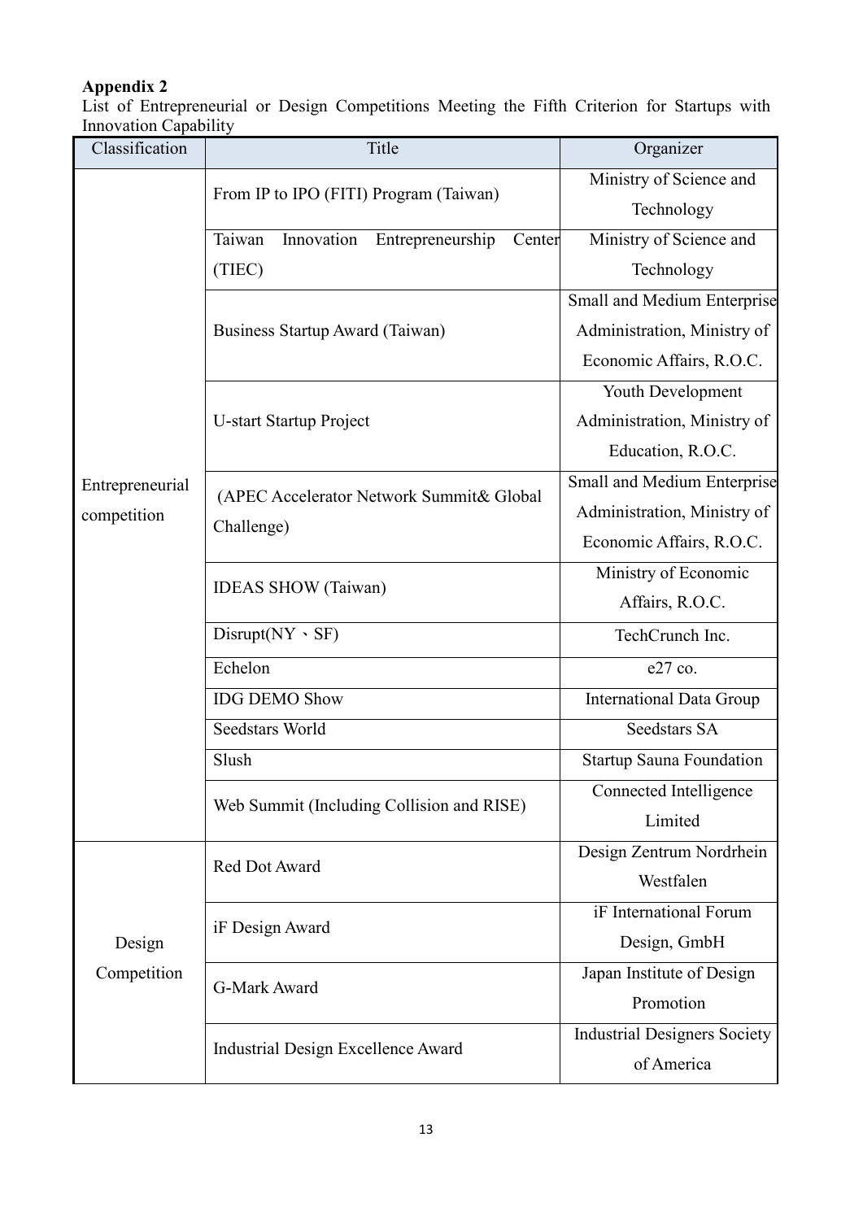**Appendix 2**

List of Entrepreneurial or Design Competitions Meeting the Fifth Criterion for Startups with Innovation Capability

| Classification | Title | Organizer |
|---|---|---|
| Entrepreneurial competition | From IP to IPO (FITI) Program (Taiwan) | Ministry of Science and Technology |
| | Taiwan Innovation Entrepreneurship Center (TIEC) | Ministry of Science and Technology |
| | Business Startup Award (Taiwan) | Small and Medium Enterprise Administration, Ministry of Economic Affairs, R.O.C. |
| | U-start Startup Project | Youth Development Administration, Ministry of Education, R.O.C. |
| | (APEC Accelerator Network Summit& Global Challenge) | Small and Medium Enterprise Administration, Ministry of Economic Affairs, R.O.C. |
| | IDEAS SHOW (Taiwan) | Ministry of Economic Affairs, R.O.C. |
| | Disrupt(NY、SF) | TechCrunch Inc. |
| | Echelon | e27 co. |
| | IDG DEMO Show | International Data Group |
| | Seedstars World | Seedstars SA |
| | Slush | Startup Sauna Foundation |
| | Web Summit (Including Collision and RISE) | Connected Intelligence Limited |
| Design Competition | Red Dot Award | Design Zentrum Nordrhein Westfalen |
| | iF Design Award | iF International Forum Design, GmbH |
| | G-Mark Award | Japan Institute of Design Promotion |
| | Industrial Design Excellence Award | Industrial Designers Society of America |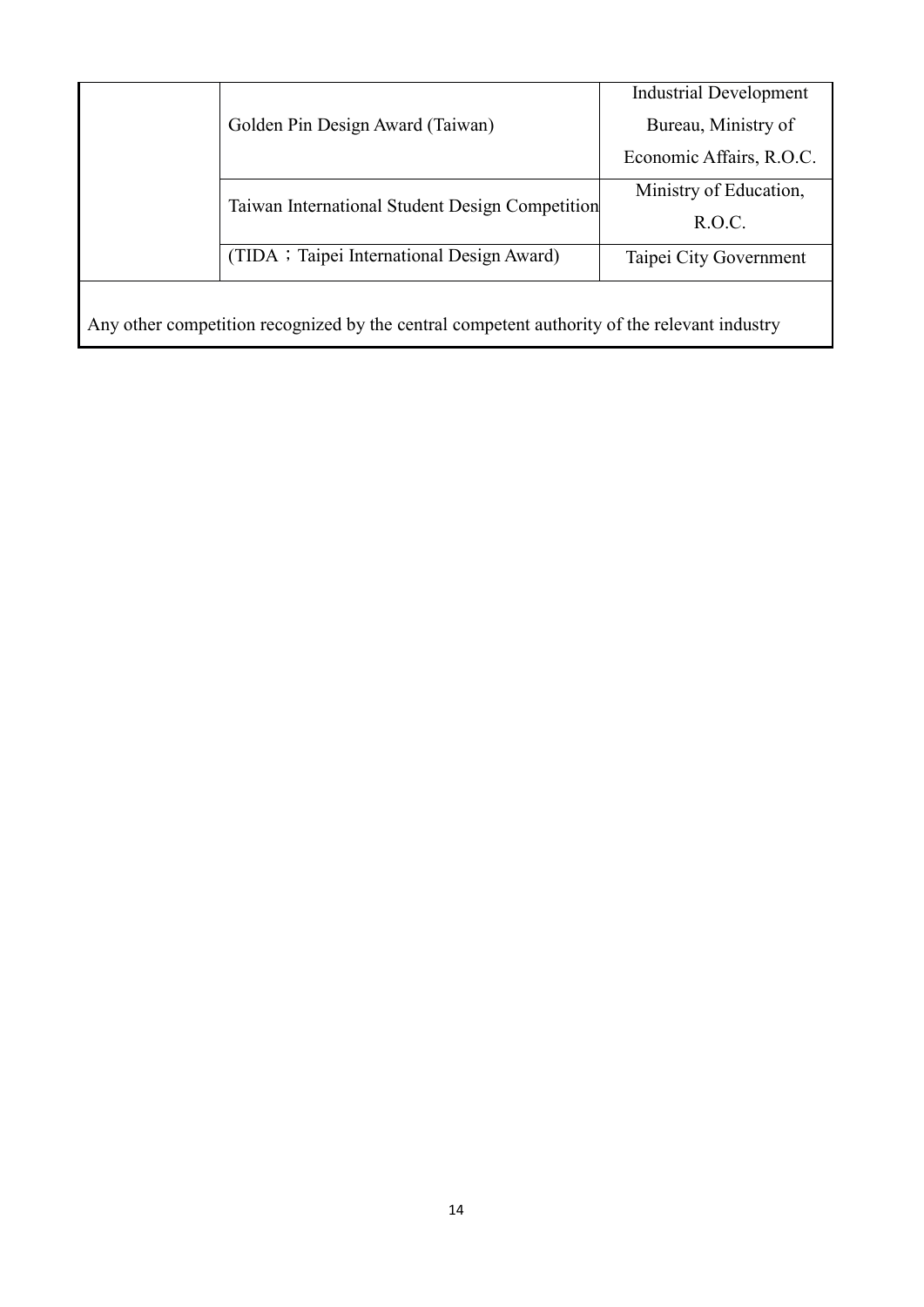| | | |
|---|---|---|
| | Golden Pin Design Award (Taiwan) | Industrial Development Bureau, Ministry of Economic Affairs, R.O.C. |
| | Taiwan International Student Design Competition | Ministry of Education, R.O.C. |
| | (TIDA；Taipei International Design Award) | Taipei City Government |
| Any other competition recognized by the central competent authority of the relevant industry | | |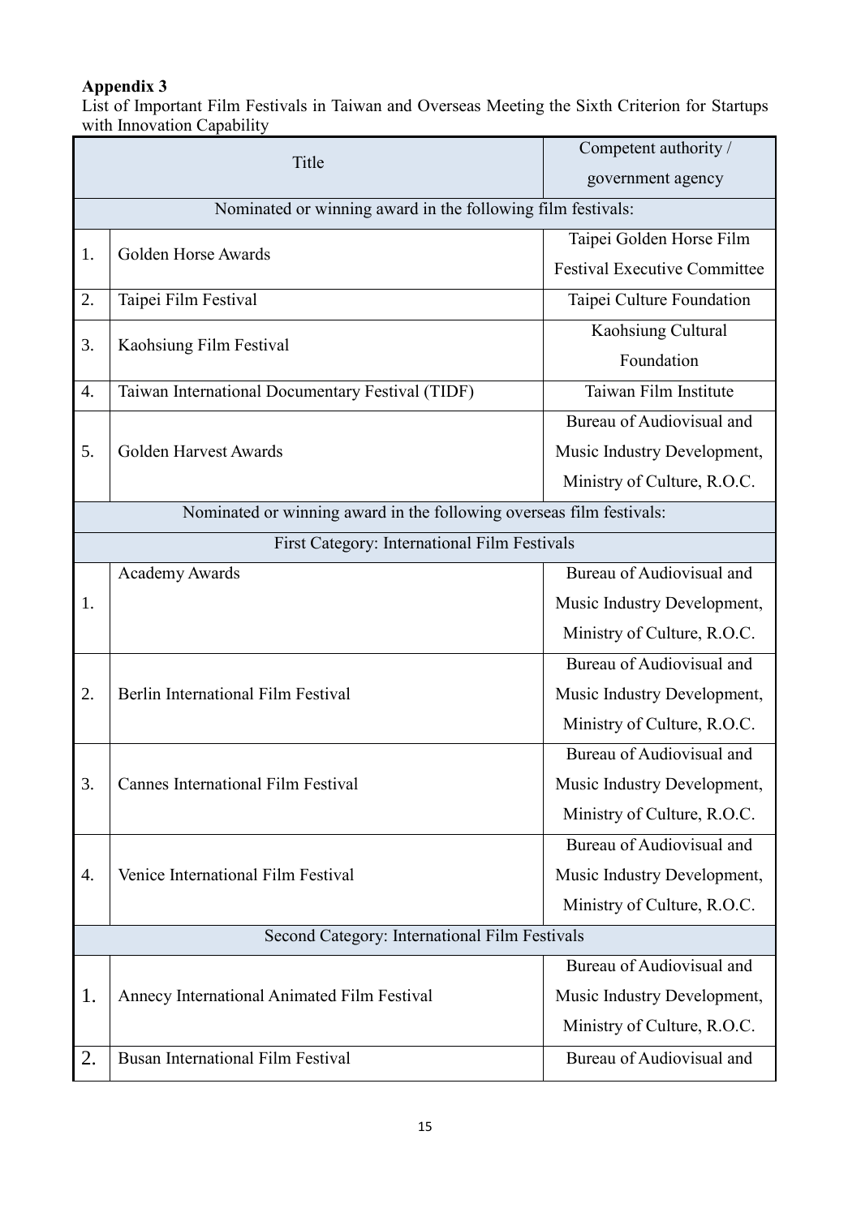**Appendix 3**

List of Important Film Festivals in Taiwan and Overseas Meeting the Sixth Criterion for Startups with Innovation Capability

| | Title | Competent authority / government agency |
|---|---|---|
| Nominated or winning award in the following film festivals: | | |
| 1. | Golden Horse Awards | Taipei Golden Horse Film Festival Executive Committee |
| 2. | Taipei Film Festival | Taipei Culture Foundation |
| 3. | Kaohsiung Film Festival | Kaohsiung Cultural Foundation |
| 4. | Taiwan International Documentary Festival (TIDF) | Taiwan Film Institute |
| 5. | Golden Harvest Awards | Bureau of Audiovisual and Music Industry Development, Ministry of Culture, R.O.C. |
| Nominated or winning award in the following overseas film festivals: | | |
| First Category: International Film Festivals | | |
| 1. | Academy Awards | Bureau of Audiovisual and Music Industry Development, Ministry of Culture, R.O.C. |
| 2. | Berlin International Film Festival | Bureau of Audiovisual and Music Industry Development, Ministry of Culture, R.O.C. |
| 3. | Cannes International Film Festival | Bureau of Audiovisual and Music Industry Development, Ministry of Culture, R.O.C. |
| 4. | Venice International Film Festival | Bureau of Audiovisual and Music Industry Development, Ministry of Culture, R.O.C. |
| Second Category: International Film Festivals | | |
| 1. | Annecy International Animated Film Festival | Bureau of Audiovisual and Music Industry Development, Ministry of Culture, R.O.C. |
| 2. | Busan International Film Festival | Bureau of Audiovisual and |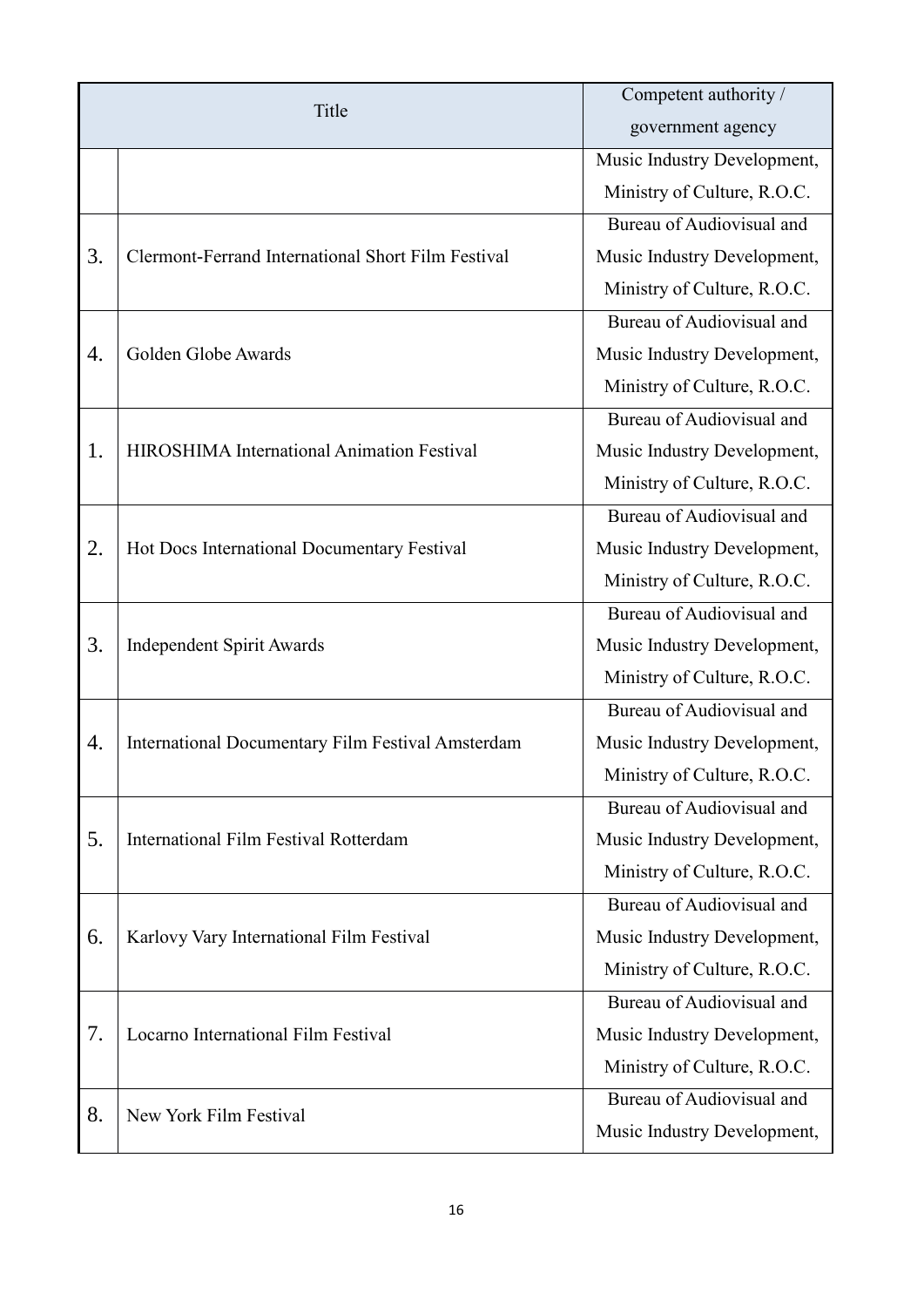| Title | | Competent authority / government agency |
|---|---|---|
| | | Music Industry Development, Ministry of Culture, R.O.C. |
| 3. | Clermont-Ferrand International Short Film Festival | Bureau of Audiovisual and Music Industry Development, Ministry of Culture, R.O.C. |
| 4. | Golden Globe Awards | Bureau of Audiovisual and Music Industry Development, Ministry of Culture, R.O.C. |
| 1. | HIROSHIMA International Animation Festival | Bureau of Audiovisual and Music Industry Development, Ministry of Culture, R.O.C. |
| 2. | Hot Docs International Documentary Festival | Bureau of Audiovisual and Music Industry Development, Ministry of Culture, R.O.C. |
| 3. | Independent Spirit Awards | Bureau of Audiovisual and Music Industry Development, Ministry of Culture, R.O.C. |
| 4. | International Documentary Film Festival Amsterdam | Bureau of Audiovisual and Music Industry Development, Ministry of Culture, R.O.C. |
| 5. | International Film Festival Rotterdam | Bureau of Audiovisual and Music Industry Development, Ministry of Culture, R.O.C. |
| 6. | Karlovy Vary International Film Festival | Bureau of Audiovisual and Music Industry Development, Ministry of Culture, R.O.C. |
| 7. | Locarno International Film Festival | Bureau of Audiovisual and Music Industry Development, Ministry of Culture, R.O.C. |
| 8. | New York Film Festival | Bureau of Audiovisual and Music Industry Development, |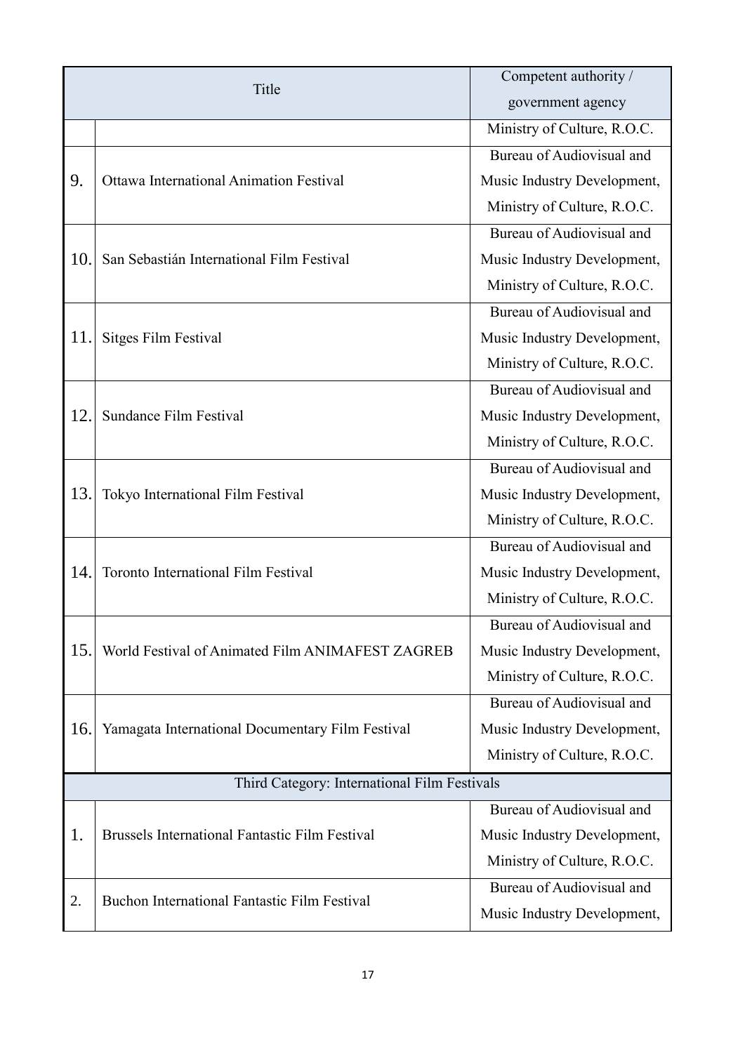| Title | | Competent authority / government agency |
|---|---|---|
| | | Ministry of Culture, R.O.C. |
| 9. | Ottawa International Animation Festival | Bureau of Audiovisual and Music Industry Development, Ministry of Culture, R.O.C. |
| 10. | San Sebastián International Film Festival | Bureau of Audiovisual and Music Industry Development, Ministry of Culture, R.O.C. |
| 11. | Sitges Film Festival | Bureau of Audiovisual and Music Industry Development, Ministry of Culture, R.O.C. |
| 12. | Sundance Film Festival | Bureau of Audiovisual and Music Industry Development, Ministry of Culture, R.O.C. |
| 13. | Tokyo International Film Festival | Bureau of Audiovisual and Music Industry Development, Ministry of Culture, R.O.C. |
| 14. | Toronto International Film Festival | Bureau of Audiovisual and Music Industry Development, Ministry of Culture, R.O.C. |
| 15. | World Festival of Animated Film ANIMAFEST ZAGREB | Bureau of Audiovisual and Music Industry Development, Ministry of Culture, R.O.C. |
| 16. | Yamagata International Documentary Film Festival | Bureau of Audiovisual and Music Industry Development, Ministry of Culture, R.O.C. |
| Third Category: International Film Festivals | | |
| 1. | Brussels International Fantastic Film Festival | Bureau of Audiovisual and Music Industry Development, Ministry of Culture, R.O.C. |
| 2. | Buchon International Fantastic Film Festival | Bureau of Audiovisual and Music Industry Development, |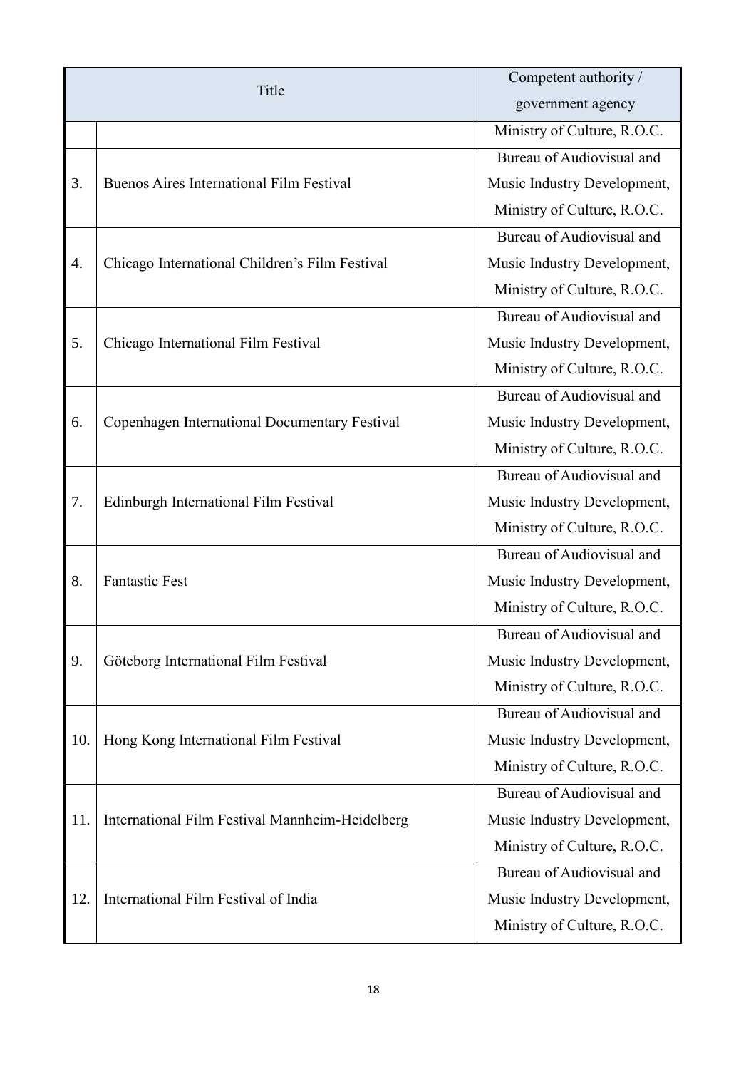| Title | | Competent authority / government agency |
|---|---|---|
| | | Ministry of Culture, R.O.C. |
| 3. | Buenos Aires International Film Festival | Bureau of Audiovisual and Music Industry Development, Ministry of Culture, R.O.C. |
| 4. | Chicago International Children's Film Festival | Bureau of Audiovisual and Music Industry Development, Ministry of Culture, R.O.C. |
| 5. | Chicago International Film Festival | Bureau of Audiovisual and Music Industry Development, Ministry of Culture, R.O.C. |
| 6. | Copenhagen International Documentary Festival | Bureau of Audiovisual and Music Industry Development, Ministry of Culture, R.O.C. |
| 7. | Edinburgh International Film Festival | Bureau of Audiovisual and Music Industry Development, Ministry of Culture, R.O.C. |
| 8. | Fantastic Fest | Bureau of Audiovisual and Music Industry Development, Ministry of Culture, R.O.C. |
| 9. | Göteborg International Film Festival | Bureau of Audiovisual and Music Industry Development, Ministry of Culture, R.O.C. |
| 10. | Hong Kong International Film Festival | Bureau of Audiovisual and Music Industry Development, Ministry of Culture, R.O.C. |
| 11. | International Film Festival Mannheim-Heidelberg | Bureau of Audiovisual and Music Industry Development, Ministry of Culture, R.O.C. |
| 12. | International Film Festival of India | Bureau of Audiovisual and Music Industry Development, Ministry of Culture, R.O.C. |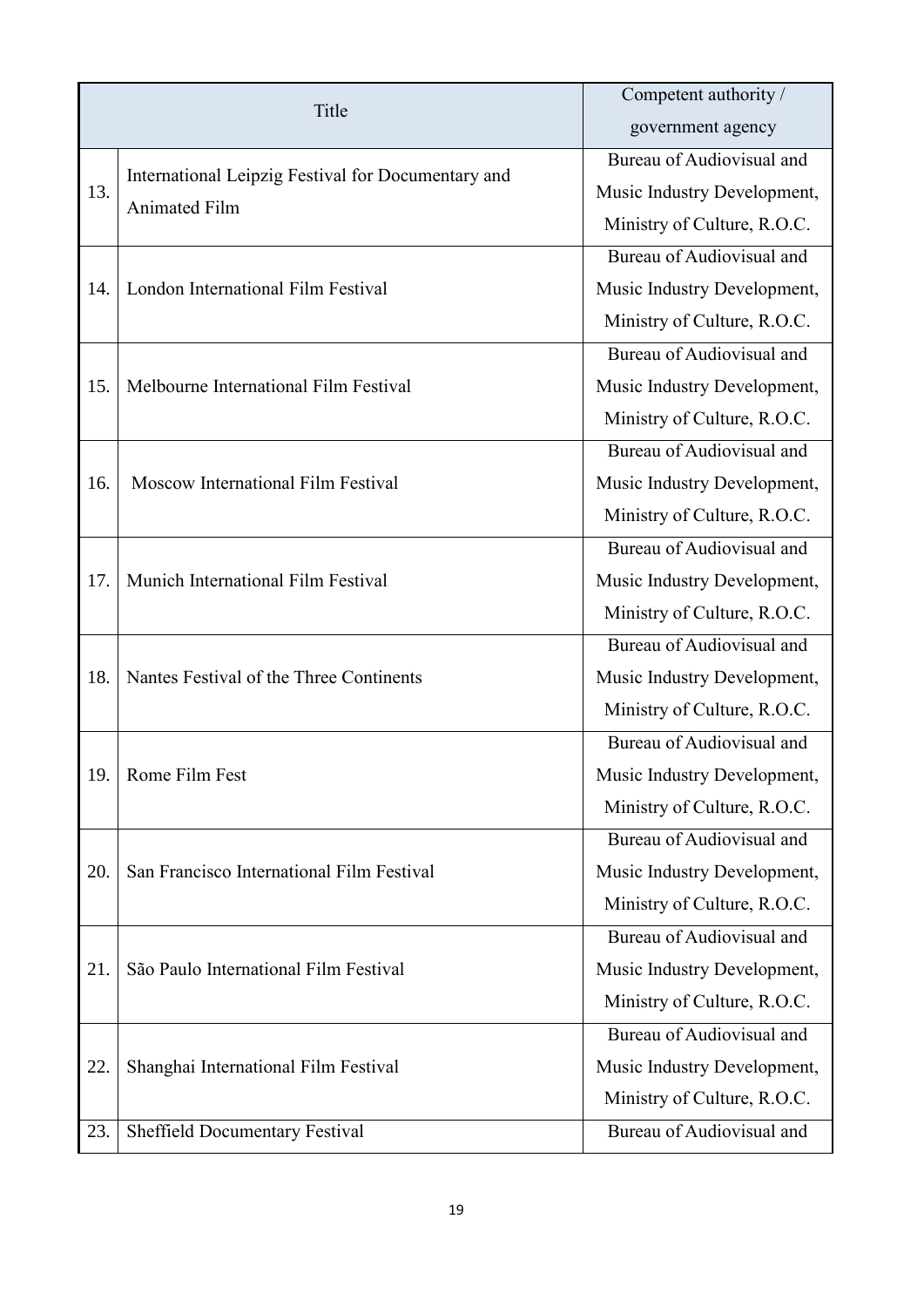| | Title | Competent authority / government agency |
|---|---|---|
| 13. | International Leipzig Festival for Documentary and Animated Film | Bureau of Audiovisual and Music Industry Development, Ministry of Culture, R.O.C. |
| 14. | London International Film Festival | Bureau of Audiovisual and Music Industry Development, Ministry of Culture, R.O.C. |
| 15. | Melbourne International Film Festival | Bureau of Audiovisual and Music Industry Development, Ministry of Culture, R.O.C. |
| 16. | Moscow International Film Festival | Bureau of Audiovisual and Music Industry Development, Ministry of Culture, R.O.C. |
| 17. | Munich International Film Festival | Bureau of Audiovisual and Music Industry Development, Ministry of Culture, R.O.C. |
| 18. | Nantes Festival of the Three Continents | Bureau of Audiovisual and Music Industry Development, Ministry of Culture, R.O.C. |
| 19. | Rome Film Fest | Bureau of Audiovisual and Music Industry Development, Ministry of Culture, R.O.C. |
| 20. | San Francisco International Film Festival | Bureau of Audiovisual and Music Industry Development, Ministry of Culture, R.O.C. |
| 21. | São Paulo International Film Festival | Bureau of Audiovisual and Music Industry Development, Ministry of Culture, R.O.C. |
| 22. | Shanghai International Film Festival | Bureau of Audiovisual and Music Industry Development, Ministry of Culture, R.O.C. |
| 23. | Sheffield Documentary Festival | Bureau of Audiovisual and |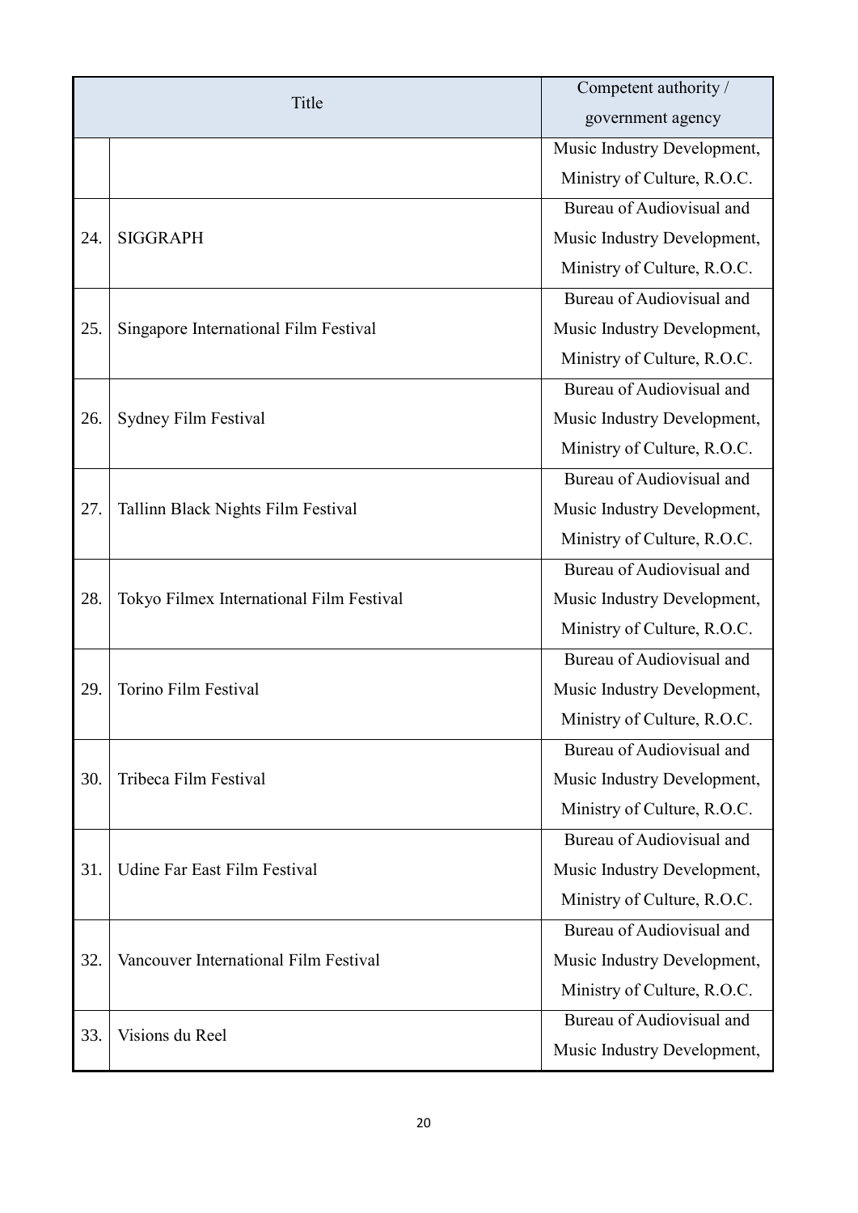| | Title | Competent authority / government agency |
|---|---|---|
| | | Music Industry Development, Ministry of Culture, R.O.C. |
| 24. | SIGGRAPH | Bureau of Audiovisual and Music Industry Development, Ministry of Culture, R.O.C. |
| 25. | Singapore International Film Festival | Bureau of Audiovisual and Music Industry Development, Ministry of Culture, R.O.C. |
| 26. | Sydney Film Festival | Bureau of Audiovisual and Music Industry Development, Ministry of Culture, R.O.C. |
| 27. | Tallinn Black Nights Film Festival | Bureau of Audiovisual and Music Industry Development, Ministry of Culture, R.O.C. |
| 28. | Tokyo Filmex International Film Festival | Bureau of Audiovisual and Music Industry Development, Ministry of Culture, R.O.C. |
| 29. | Torino Film Festival | Bureau of Audiovisual and Music Industry Development, Ministry of Culture, R.O.C. |
| 30. | Tribeca Film Festival | Bureau of Audiovisual and Music Industry Development, Ministry of Culture, R.O.C. |
| 31. | Udine Far East Film Festival | Bureau of Audiovisual and Music Industry Development, Ministry of Culture, R.O.C. |
| 32. | Vancouver International Film Festival | Bureau of Audiovisual and Music Industry Development, Ministry of Culture, R.O.C. |
| 33. | Visions du Reel | Bureau of Audiovisual and Music Industry Development, |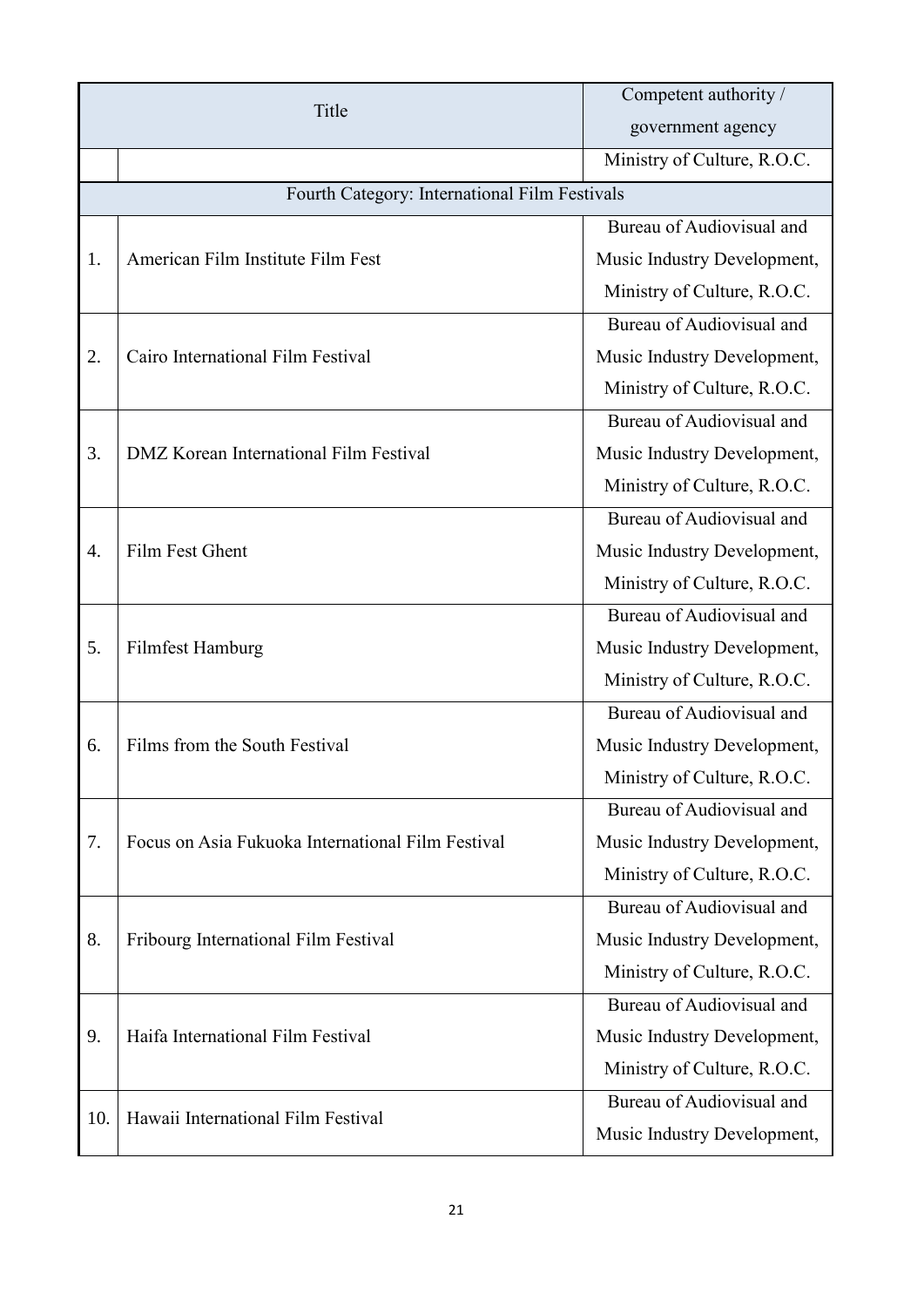| Title | | Competent authority / government agency |
|---|---|---|
| | | Ministry of Culture, R.O.C. |
| Fourth Category: International Film Festivals | | |
| 1. | American Film Institute Film Fest | Bureau of Audiovisual and Music Industry Development, Ministry of Culture, R.O.C. |
| 2. | Cairo International Film Festival | Bureau of Audiovisual and Music Industry Development, Ministry of Culture, R.O.C. |
| 3. | DMZ Korean International Film Festival | Bureau of Audiovisual and Music Industry Development, Ministry of Culture, R.O.C. |
| 4. | Film Fest Ghent | Bureau of Audiovisual and Music Industry Development, Ministry of Culture, R.O.C. |
| 5. | Filmfest Hamburg | Bureau of Audiovisual and Music Industry Development, Ministry of Culture, R.O.C. |
| 6. | Films from the South Festival | Bureau of Audiovisual and Music Industry Development, Ministry of Culture, R.O.C. |
| 7. | Focus on Asia Fukuoka International Film Festival | Bureau of Audiovisual and Music Industry Development, Ministry of Culture, R.O.C. |
| 8. | Fribourg International Film Festival | Bureau of Audiovisual and Music Industry Development, Ministry of Culture, R.O.C. |
| 9. | Haifa International Film Festival | Bureau of Audiovisual and Music Industry Development, Ministry of Culture, R.O.C. |
| 10. | Hawaii International Film Festival | Bureau of Audiovisual and Music Industry Development, |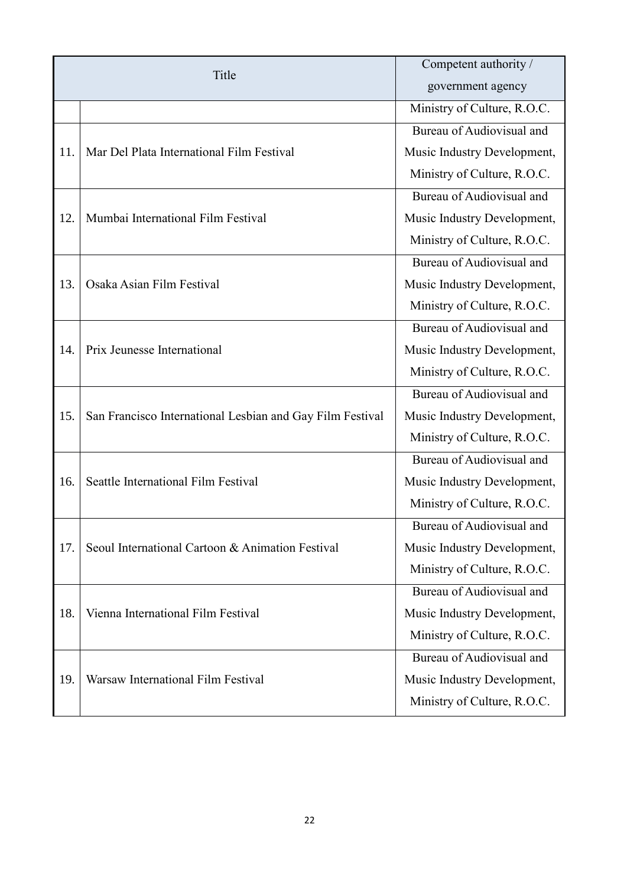| Title | | Competent authority / government agency |
|---|---|---|
| | | Ministry of Culture, R.O.C. |
| 11. | Mar Del Plata International Film Festival | Bureau of Audiovisual and Music Industry Development, Ministry of Culture, R.O.C. |
| 12. | Mumbai International Film Festival | Bureau of Audiovisual and Music Industry Development, Ministry of Culture, R.O.C. |
| 13. | Osaka Asian Film Festival | Bureau of Audiovisual and Music Industry Development, Ministry of Culture, R.O.C. |
| 14. | Prix Jeunesse International | Bureau of Audiovisual and Music Industry Development, Ministry of Culture, R.O.C. |
| 15. | San Francisco International Lesbian and Gay Film Festival | Bureau of Audiovisual and Music Industry Development, Ministry of Culture, R.O.C. |
| 16. | Seattle International Film Festival | Bureau of Audiovisual and Music Industry Development, Ministry of Culture, R.O.C. |
| 17. | Seoul International Cartoon & Animation Festival | Bureau of Audiovisual and Music Industry Development, Ministry of Culture, R.O.C. |
| 18. | Vienna International Film Festival | Bureau of Audiovisual and Music Industry Development, Ministry of Culture, R.O.C. |
| 19. | Warsaw International Film Festival | Bureau of Audiovisual and Music Industry Development, Ministry of Culture, R.O.C. |